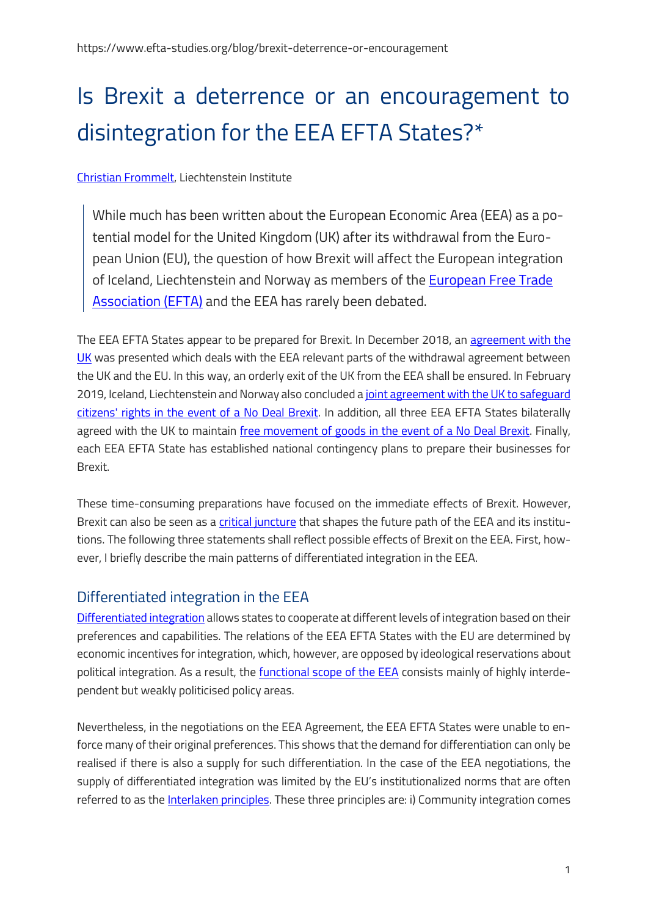https://www.efta-studies.org/blog/brexit-deterrence-or-encouragement

# Is Brexit a deterrence or an encouragement to disintegration for the EEA EFTA States?*

Christian Frommelt, Liechtenstein Institute

> While much has been written about the European Economic Area (EEA) as a potential model for the United Kingdom (UK) after its withdrawal from the European Union (EU), the question of how Brexit will affect the European integration of Iceland, Liechtenstein and Norway as members of the European Free Trade Association (EFTA) and the EEA has rarely been debated.

The EEA EFTA States appear to be prepared for Brexit. In December 2018, an agreement with the UK was presented which deals with the EEA relevant parts of the withdrawal agreement between the UK and the EU. In this way, an orderly exit of the UK from the EEA shall be ensured. In February 2019, Iceland, Liechtenstein and Norway also concluded a joint agreement with the UK to safeguard citizens' rights in the event of a No Deal Brexit. In addition, all three EEA EFTA States bilaterally agreed with the UK to maintain free movement of goods in the event of a No Deal Brexit. Finally, each EEA EFTA State has established national contingency plans to prepare their businesses for Brexit.

These time-consuming preparations have focused on the immediate effects of Brexit. However, Brexit can also be seen as a critical juncture that shapes the future path of the EEA and its institutions. The following three statements shall reflect possible effects of Brexit on the EEA. First, however, I briefly describe the main patterns of differentiated integration in the EEA.

## Differentiated integration in the EEA

Differentiated integration allows states to cooperate at different levels of integration based on their preferences and capabilities. The relations of the EEA EFTA States with the EU are determined by economic incentives for integration, which, however, are opposed by ideological reservations about political integration. As a result, the functional scope of the EEA consists mainly of highly interdependent but weakly politicised policy areas.

Nevertheless, in the negotiations on the EEA Agreement, the EEA EFTA States were unable to enforce many of their original preferences. This shows that the demand for differentiation can only be realised if there is also a supply for such differentiation. In the case of the EEA negotiations, the supply of differentiated integration was limited by the EU's institutionalized norms that are often referred to as the Interlaken principles. These three principles are: i) Community integration comes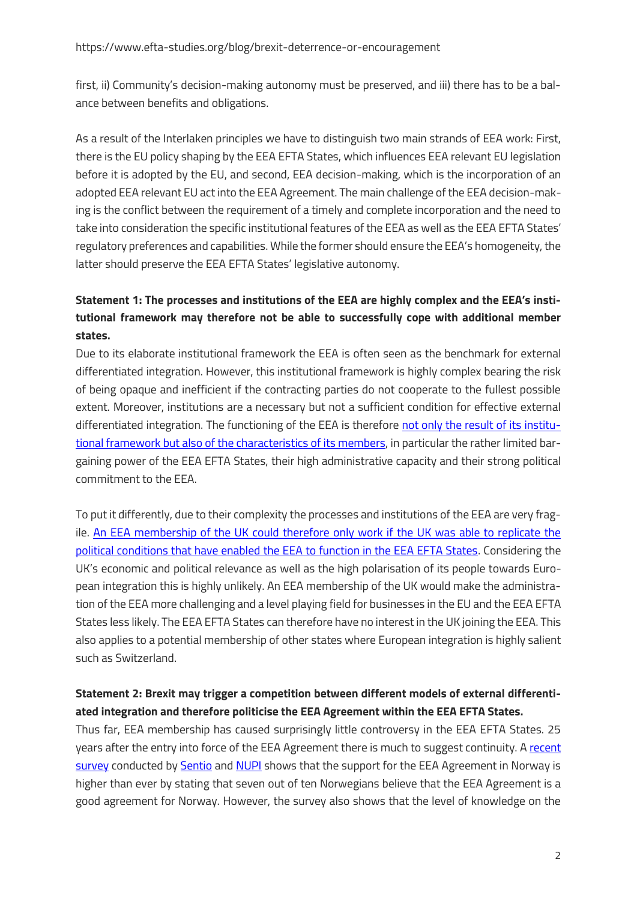first, ii) Community's decision-making autonomy must be preserved, and iii) there has to be a balance between benefits and obligations.

As a result of the Interlaken principles we have to distinguish two main strands of EEA work: First, there is the EU policy shaping by the EEA EFTA States, which influences EEA relevant EU legislation before it is adopted by the EU, and second, EEA decision-making, which is the incorporation of an adopted EEA relevant EU act into the EEA Agreement. The main challenge of the EEA decision-making is the conflict between the requirement of a timely and complete incorporation and the need to take into consideration the specific institutional features of the EEA as well as the EEA EFTA States' regulatory preferences and capabilities. While the former should ensure the EEA's homogeneity, the latter should preserve the EEA EFTA States' legislative autonomy.

**Statement 1: The processes and institutions of the EEA are highly complex and the EEA's institutional framework may therefore not be able to successfully cope with additional member states.**

Due to its elaborate institutional framework the EEA is often seen as the benchmark for external differentiated integration. However, this institutional framework is highly complex bearing the risk of being opaque and inefficient if the contracting parties do not cooperate to the fullest possible extent. Moreover, institutions are a necessary but not a sufficient condition for effective external differentiated integration. The functioning of the EEA is therefore not only the result of its institutional framework but also of the characteristics of its members, in particular the rather limited bargaining power of the EEA EFTA States, their high administrative capacity and their strong political commitment to the EEA.

To put it differently, due to their complexity the processes and institutions of the EEA are very fragile. An EEA membership of the UK could therefore only work if the UK was able to replicate the political conditions that have enabled the EEA to function in the EEA EFTA States. Considering the UK's economic and political relevance as well as the high polarisation of its people towards European integration this is highly unlikely. An EEA membership of the UK would make the administration of the EEA more challenging and a level playing field for businesses in the EU and the EEA EFTA States less likely. The EEA EFTA States can therefore have no interest in the UK joining the EEA. This also applies to a potential membership of other states where European integration is highly salient such as Switzerland.

**Statement 2: Brexit may trigger a competition between different models of external differentiated integration and therefore politicise the EEA Agreement within the EEA EFTA States.**

Thus far, EEA membership has caused surprisingly little controversy in the EEA EFTA States. 25 years after the entry into force of the EEA Agreement there is much to suggest continuity. A recent survey conducted by Sentio and NUPI shows that the support for the EEA Agreement in Norway is higher than ever by stating that seven out of ten Norwegians believe that the EEA Agreement is a good agreement for Norway. However, the survey also shows that the level of knowledge on the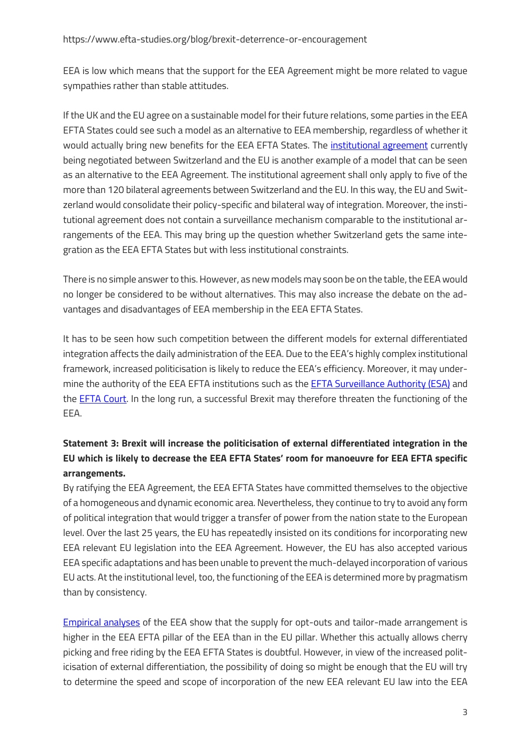EEA is low which means that the support for the EEA Agreement might be more related to vague sympathies rather than stable attitudes.

If the UK and the EU agree on a sustainable model for their future relations, some parties in the EEA EFTA States could see such a model as an alternative to EEA membership, regardless of whether it would actually bring new benefits for the EEA EFTA States. The [institutional agreement] currently being negotiated between Switzerland and the EU is another example of a model that can be seen as an alternative to the EEA Agreement. The institutional agreement shall only apply to five of the more than 120 bilateral agreements between Switzerland and the EU. In this way, the EU and Switzerland would consolidate their policy-specific and bilateral way of integration. Moreover, the institutional agreement does not contain a surveillance mechanism comparable to the institutional arrangements of the EEA. This may bring up the question whether Switzerland gets the same integration as the EEA EFTA States but with less institutional constraints.

There is no simple answer to this. However, as new models may soon be on the table, the EEA would no longer be considered to be without alternatives. This may also increase the debate on the advantages and disadvantages of EEA membership in the EEA EFTA States.

It has to be seen how such competition between the different models for external differentiated integration affects the daily administration of the EEA. Due to the EEA's highly complex institutional framework, increased politicisation is likely to reduce the EEA's efficiency. Moreover, it may undermine the authority of the EEA EFTA institutions such as the [EFTA Surveillance Authority (ESA)] and the [EFTA Court]. In the long run, a successful Brexit may therefore threaten the functioning of the EEA.

**Statement 3: Brexit will increase the politicisation of external differentiated integration in the EU which is likely to decrease the EEA EFTA States' room for manoeuvre for EEA EFTA specific arrangements.**

By ratifying the EEA Agreement, the EEA EFTA States have committed themselves to the objective of a homogeneous and dynamic economic area. Nevertheless, they continue to try to avoid any form of political integration that would trigger a transfer of power from the nation state to the European level. Over the last 25 years, the EU has repeatedly insisted on its conditions for incorporating new EEA relevant EU legislation into the EEA Agreement. However, the EU has also accepted various EEA specific adaptations and has been unable to prevent the much-delayed incorporation of various EU acts. At the institutional level, too, the functioning of the EEA is determined more by pragmatism than by consistency.

[Empirical analyses] of the EEA show that the supply for opt-outs and tailor-made arrangement is higher in the EEA EFTA pillar of the EEA than in the EU pillar. Whether this actually allows cherry picking and free riding by the EEA EFTA States is doubtful. However, in view of the increased politicisation of external differentiation, the possibility of doing so might be enough that the EU will try to determine the speed and scope of incorporation of the new EEA relevant EU law into the EEA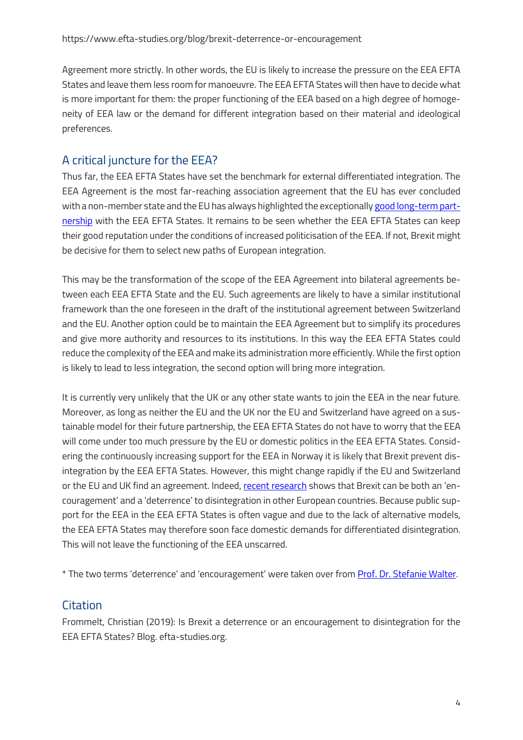Agreement more strictly. In other words, the EU is likely to increase the pressure on the EEA EFTA States and leave them less room for manoeuvre. The EEA EFTA States will then have to decide what is more important for them: the proper functioning of the EEA based on a high degree of homogeneity of EEA law or the demand for different integration based on their material and ideological preferences.

## A critical juncture for the EEA?

Thus far, the EEA EFTA States have set the benchmark for external differentiated integration. The EEA Agreement is the most far-reaching association agreement that the EU has ever concluded with a non-member state and the EU has always highlighted the exceptionally [good long-term partnership](#) with the EEA EFTA States. It remains to be seen whether the EEA EFTA States can keep their good reputation under the conditions of increased politicisation of the EEA. If not, Brexit might be decisive for them to select new paths of European integration.

This may be the transformation of the scope of the EEA Agreement into bilateral agreements between each EEA EFTA State and the EU. Such agreements are likely to have a similar institutional framework than the one foreseen in the draft of the institutional agreement between Switzerland and the EU. Another option could be to maintain the EEA Agreement but to simplify its procedures and give more authority and resources to its institutions. In this way the EEA EFTA States could reduce the complexity of the EEA and make its administration more efficiently. While the first option is likely to lead to less integration, the second option will bring more integration.

It is currently very unlikely that the UK or any other state wants to join the EEA in the near future. Moreover, as long as neither the EU and the UK nor the EU and Switzerland have agreed on a sustainable model for their future partnership, the EEA EFTA States do not have to worry that the EEA will come under too much pressure by the EU or domestic politics in the EEA EFTA States. Considering the continuously increasing support for the EEA in Norway it is likely that Brexit prevent disintegration by the EEA EFTA States. However, this might change rapidly if the EU and Switzerland or the EU and UK find an agreement. Indeed, [recent research](#) shows that Brexit can be both an 'encouragement' and a 'deterrence' to disintegration in other European countries. Because public support for the EEA in the EEA EFTA States is often vague and due to the lack of alternative models, the EEA EFTA States may therefore soon face domestic demands for differentiated disintegration. This will not leave the functioning of the EEA unscarred.

\* The two terms 'deterrence' and 'encouragement' were taken over from [Prof. Dr. Stefanie Walter](#).

## Citation

Frommelt, Christian (2019): Is Brexit a deterrence or an encouragement to disintegration for the EEA EFTA States? Blog. efta-studies.org.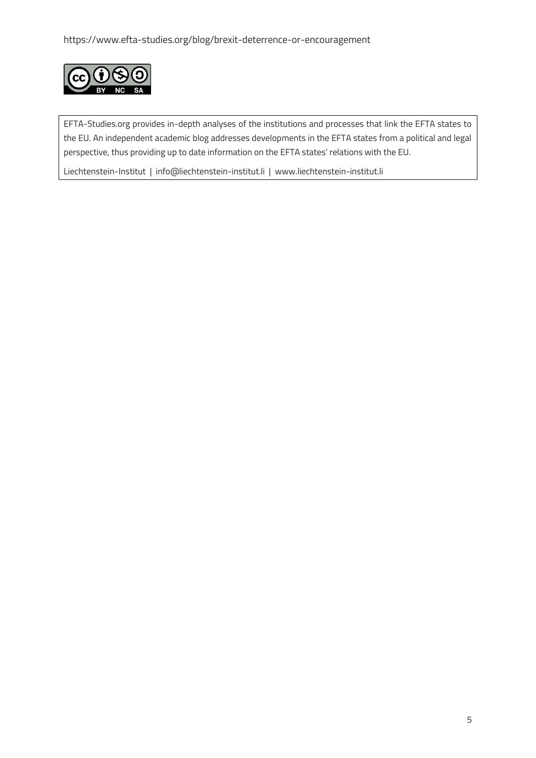https://www.efta-studies.org/blog/brexit-deterrence-or-encouragement

EFTA-Studies.org provides in-depth analyses of the institutions and processes that link the EFTA states to the EU. An independent academic blog addresses developments in the EFTA states from a political and legal perspective, thus providing up to date information on the EFTA states' relations with the EU.

Liechtenstein-Institut | info@liechtenstein-institut.li | www.liechtenstein-institut.li